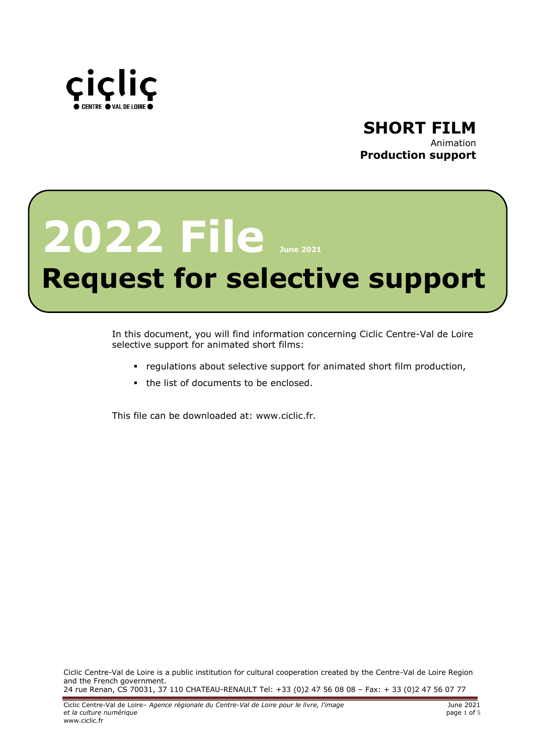ciclic
CENTRE VAL DE LOIRE

**SHORT FILM**
Animation
**Production support**

# 2022 File June 2021

# Request for selective support

In this document, you will find information concerning Ciclic Centre-Val de Loire selective support for animated short films:

- regulations about selective support for animated short film production,
- the list of documents to be enclosed.

This file can be downloaded at: www.ciclic.fr.

Ciclic Centre-Val de Loire is a public institution for cultural cooperation created by the Centre-Val de Loire Region and the French government.
24 rue Renan, CS 70031, 37 110 CHATEAU-RENAULT Tel: +33 (0)2 47 56 08 08 – Fax: + 33 (0)2 47 56 07 77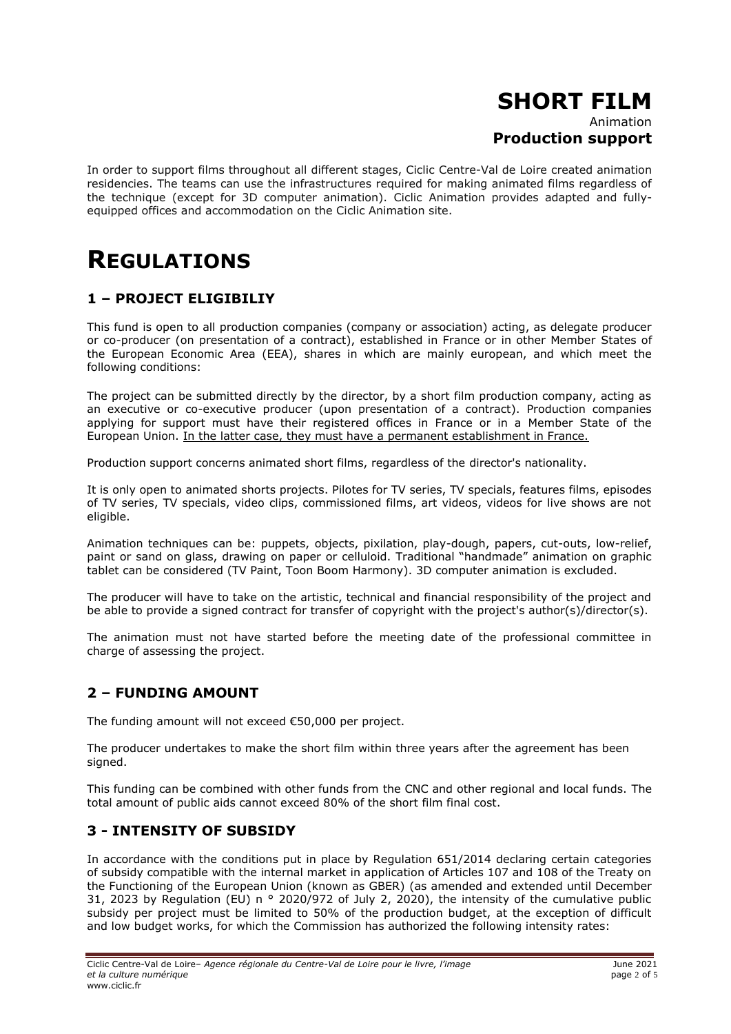# SHORT FILM

Animation

**Production support**

In order to support films throughout all different stages, Ciclic Centre-Val de Loire created animation residencies. The teams can use the infrastructures required for making animated films regardless of the technique (except for 3D computer animation). Ciclic Animation provides adapted and fully-equipped offices and accommodation on the Ciclic Animation site.

# REGULATIONS

## 1 – PROJECT ELIGIBILIY

This fund is open to all production companies (company or association) acting, as delegate producer or co-producer (on presentation of a contract), established in France or in other Member States of the European Economic Area (EEA), shares in which are mainly european, and which meet the following conditions:

The project can be submitted directly by the director, by a short film production company, acting as an executive or co-executive producer (upon presentation of a contract). Production companies applying for support must have their registered offices in France or in a Member State of the European Union. In the latter case, they must have a permanent establishment in France.

Production support concerns animated short films, regardless of the director's nationality.

It is only open to animated shorts projects. Pilotes for TV series, TV specials, features films, episodes of TV series, TV specials, video clips, commissioned films, art videos, videos for live shows are not eligible.

Animation techniques can be: puppets, objects, pixilation, play-dough, papers, cut-outs, low-relief, paint or sand on glass, drawing on paper or celluloid. Traditional "handmade" animation on graphic tablet can be considered (TV Paint, Toon Boom Harmony). 3D computer animation is excluded.

The producer will have to take on the artistic, technical and financial responsibility of the project and be able to provide a signed contract for transfer of copyright with the project's author(s)/director(s).

The animation must not have started before the meeting date of the professional committee in charge of assessing the project.

## 2 – FUNDING AMOUNT

The funding amount will not exceed €50,000 per project.

The producer undertakes to make the short film within three years after the agreement has been signed.

This funding can be combined with other funds from the CNC and other regional and local funds. The total amount of public aids cannot exceed 80% of the short film final cost.

## 3 - INTENSITY OF SUBSIDY

In accordance with the conditions put in place by Regulation 651/2014 declaring certain categories of subsidy compatible with the internal market in application of Articles 107 and 108 of the Treaty on the Functioning of the European Union (known as GBER) (as amended and extended until December 31, 2023 by Regulation (EU) n ° 2020/972 of July 2, 2020), the intensity of the cumulative public subsidy per project must be limited to 50% of the production budget, at the exception of difficult and low budget works, for which the Commission has authorized the following intensity rates: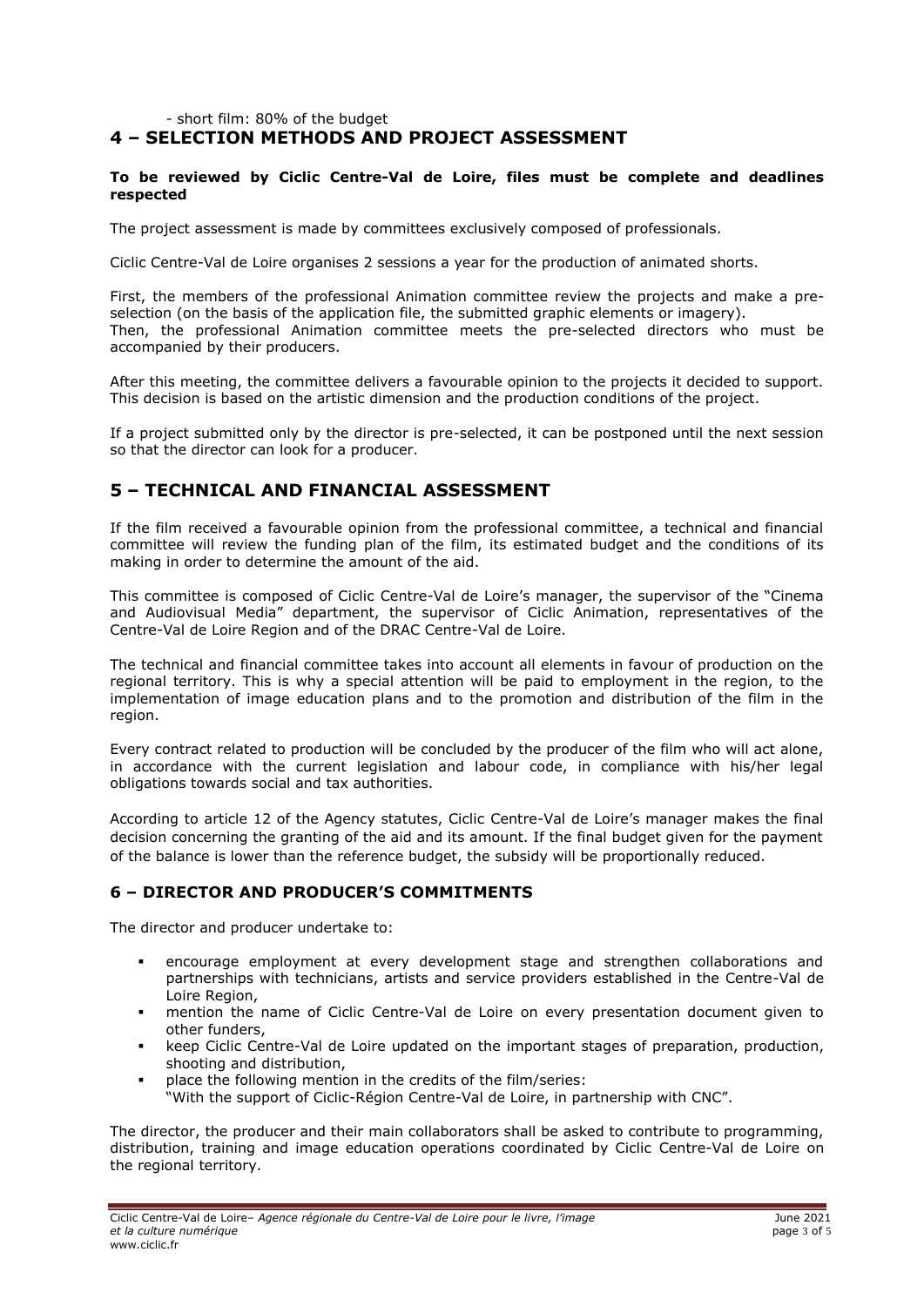- short film: 80% of the budget

## 4 – SELECTION METHODS AND PROJECT ASSESSMENT

**To be reviewed by Ciclic Centre-Val de Loire, files must be complete and deadlines respected**

The project assessment is made by committees exclusively composed of professionals.

Ciclic Centre-Val de Loire organises 2 sessions a year for the production of animated shorts.

First, the members of the professional Animation committee review the projects and make a pre-selection (on the basis of the application file, the submitted graphic elements or imagery).
Then, the professional Animation committee meets the pre-selected directors who must be accompanied by their producers.

After this meeting, the committee delivers a favourable opinion to the projects it decided to support. This decision is based on the artistic dimension and the production conditions of the project.

If a project submitted only by the director is pre-selected, it can be postponed until the next session so that the director can look for a producer.

## 5 – TECHNICAL AND FINANCIAL ASSESSMENT

If the film received a favourable opinion from the professional committee, a technical and financial committee will review the funding plan of the film, its estimated budget and the conditions of its making in order to determine the amount of the aid.

This committee is composed of Ciclic Centre-Val de Loire's manager, the supervisor of the "Cinema and Audiovisual Media" department, the supervisor of Ciclic Animation, representatives of the Centre-Val de Loire Region and of the DRAC Centre-Val de Loire.

The technical and financial committee takes into account all elements in favour of production on the regional territory. This is why a special attention will be paid to employment in the region, to the implementation of image education plans and to the promotion and distribution of the film in the region.

Every contract related to production will be concluded by the producer of the film who will act alone, in accordance with the current legislation and labour code, in compliance with his/her legal obligations towards social and tax authorities.

According to article 12 of the Agency statutes, Ciclic Centre-Val de Loire's manager makes the final decision concerning the granting of the aid and its amount. If the final budget given for the payment of the balance is lower than the reference budget, the subsidy will be proportionally reduced.

### 6 – DIRECTOR AND PRODUCER'S COMMITMENTS

The director and producer undertake to:

- encourage employment at every development stage and strengthen collaborations and partnerships with technicians, artists and service providers established in the Centre-Val de Loire Region,
- mention the name of Ciclic Centre-Val de Loire on every presentation document given to other funders,
- keep Ciclic Centre-Val de Loire updated on the important stages of preparation, production, shooting and distribution,
- place the following mention in the credits of the film/series:
  "With the support of Ciclic-Région Centre-Val de Loire, in partnership with CNC".

The director, the producer and their main collaborators shall be asked to contribute to programming, distribution, training and image education operations coordinated by Ciclic Centre-Val de Loire on the regional territory.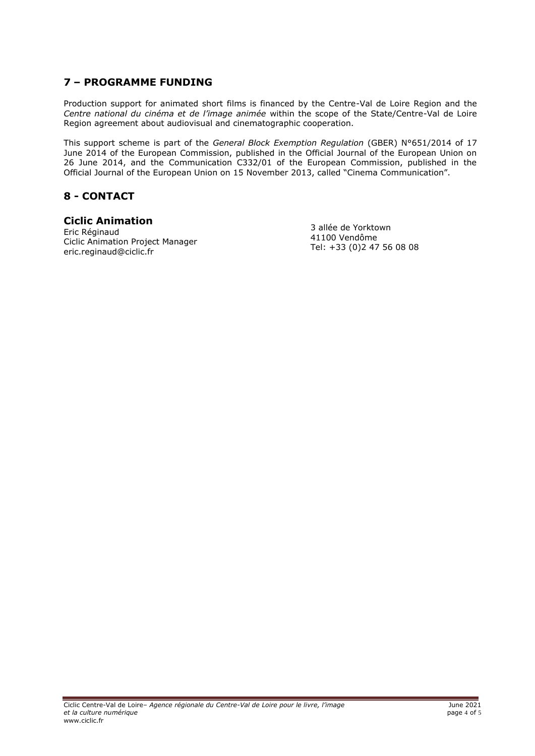## 7 – PROGRAMME FUNDING

Production support for animated short films is financed by the Centre-Val de Loire Region and the *Centre national du cinéma et de l'image animée* within the scope of the State/Centre-Val de Loire Region agreement about audiovisual and cinematographic cooperation.

This support scheme is part of the *General Block Exemption Regulation* (GBER) N°651/2014 of 17 June 2014 of the European Commission, published in the Official Journal of the European Union on 26 June 2014, and the Communication C332/01 of the European Commission, published in the Official Journal of the European Union on 15 November 2013, called "Cinema Communication".

## 8 - CONTACT

### Ciclic Animation

Eric Réginaud
Ciclic Animation Project Manager
eric.reginaud@ciclic.fr

3 allée de Yorktown
41100 Vendôme
Tel: +33 (0)2 47 56 08 08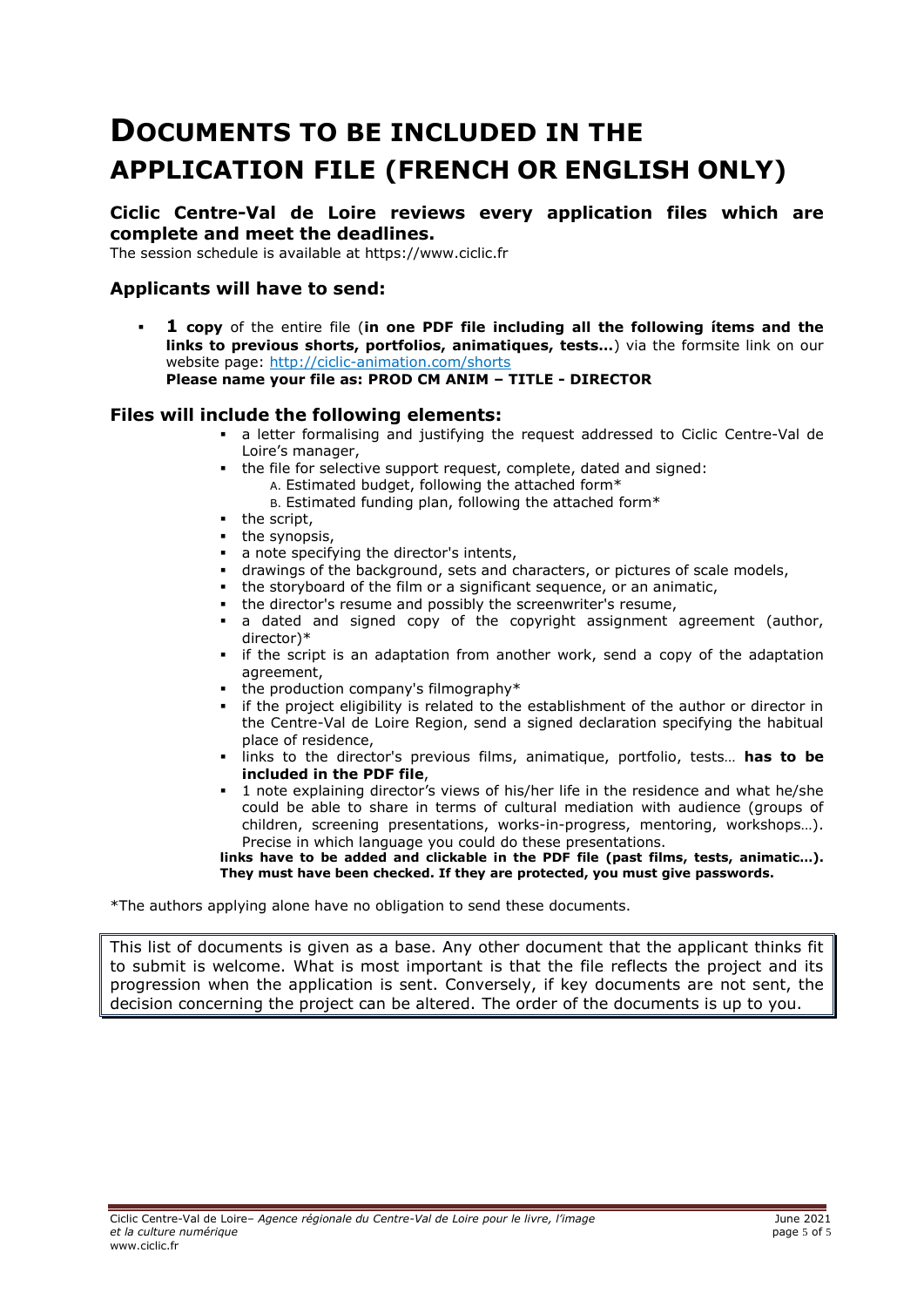# DOCUMENTS TO BE INCLUDED IN THE APPLICATION FILE (FRENCH OR ENGLISH ONLY)

### Ciclic Centre-Val de Loire reviews every application files which are complete and meet the deadlines.

The session schedule is available at https://www.ciclic.fr

### Applicants will have to send:

- **1 copy** of the entire file (**in one PDF file including all the following ítems and the links to previous shorts, portfolios, animatiques, tests…**) via the formsite link on our website page: http://ciclic-animation.com/shorts
  **Please name your file as: PROD CM ANIM – TITLE - DIRECTOR**

### Files will include the following elements:

- a letter formalising and justifying the request addressed to Ciclic Centre-Val de Loire's manager,
- the file for selective support request, complete, dated and signed:
  - A. Estimated budget, following the attached form*
  - B. Estimated funding plan, following the attached form*
- the script,
- the synopsis,
- a note specifying the director's intents,
- drawings of the background, sets and characters, or pictures of scale models,
- the storyboard of the film or a significant sequence, or an animatic,
- the director's resume and possibly the screenwriter's resume,
- a dated and signed copy of the copyright assignment agreement (author, director)*
- if the script is an adaptation from another work, send a copy of the adaptation agreement,
- the production company's filmography*
- if the project eligibility is related to the establishment of the author or director in the Centre-Val de Loire Region, send a signed declaration specifying the habitual place of residence,
- links to the director's previous films, animatique, portfolio, tests… **has to be included in the PDF file**,
- 1 note explaining director's views of his/her life in the residence and what he/she could be able to share in terms of cultural mediation with audience (groups of children, screening presentations, works-in-progress, mentoring, workshops…). Precise in which language you could do these presentations.

**links have to be added and clickable in the PDF file (past films, tests, animatic…). They must have been checked. If they are protected, you must give passwords.**

*The authors applying alone have no obligation to send these documents.

This list of documents is given as a base. Any other document that the applicant thinks fit to submit is welcome. What is most important is that the file reflects the project and its progression when the application is sent. Conversely, if key documents are not sent, the decision concerning the project can be altered. The order of the documents is up to you.